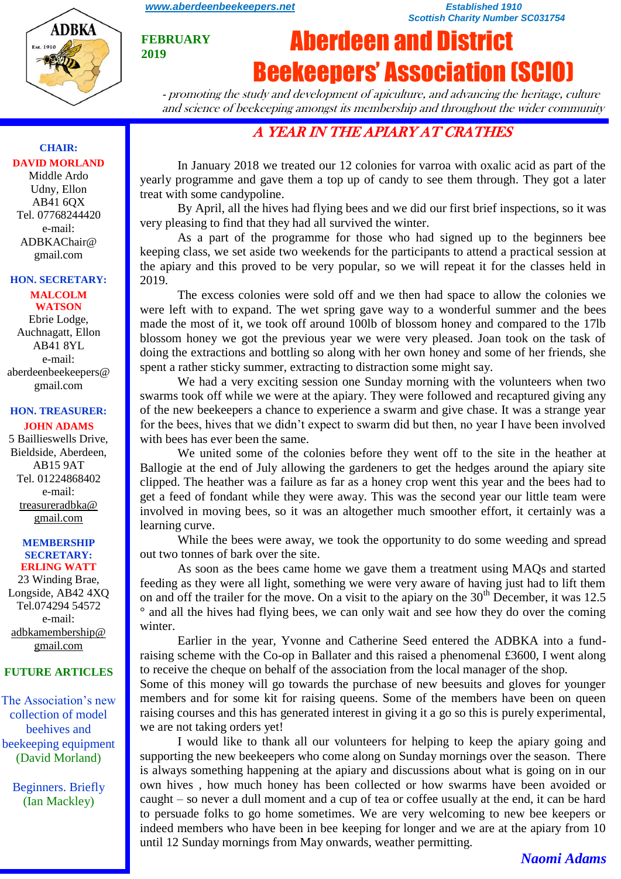www.aberdeenbeekeepers.net

Established 1910
Scottish Charity Number SC031754

**FEBRUARY 2019**

# Aberdeen and District Beekeepers' Association (SCIO)

*- promoting the study and development of apiculture, and advancing the heritage, culture and science of beekeeping amongst its membership and throughout the wider community*

**CHAIR:**
**DAVID MORLAND**
Middle Ardo
Udny, Ellon
AB41 6QX
Tel. 07768244420
e-mail:
ADBKAChair@gmail.com

**HON. SECRETARY:**
**MALCOLM WATSON**
Ebrie Lodge,
Auchnagatt, Ellon
AB41 8YL
e-mail:
aberdeenbeekeepers@gmail.com

**HON. TREASURER:**
**JOHN ADAMS**
5 Baillieswells Drive,
Bieldside, Aberdeen,
AB15 9AT
Tel. 01224868402
e-mail:
treasureradbka@gmail.com

**MEMBERSHIP SECRETARY:**
**ERLING WATT**
23 Winding Brae,
Longside, AB42 4XQ
Tel.074294 54572
e-mail:
adbkamembership@gmail.com

**FUTURE ARTICLES**

The Association's new collection of model beehives and beekeeping equipment (David Morland)

Beginners. Briefly (Ian Mackley)

## *A YEAR IN THE APIARY AT CRATHES*

In January 2018 we treated our 12 colonies for varroa with oxalic acid as part of the yearly programme and gave them a top up of candy to see them through. They got a later treat with some candypoline.

By April, all the hives had flying bees and we did our first brief inspections, so it was very pleasing to find that they had all survived the winter.

As a part of the programme for those who had signed up to the beginners bee keeping class, we set aside two weekends for the participants to attend a practical session at the apiary and this proved to be very popular, so we will repeat it for the classes held in 2019.

The excess colonies were sold off and we then had space to allow the colonies we were left with to expand. The wet spring gave way to a wonderful summer and the bees made the most of it, we took off around 100lb of blossom honey and compared to the 17lb blossom honey we got the previous year we were very pleased. Joan took on the task of doing the extractions and bottling so along with her own honey and some of her friends, she spent a rather sticky summer, extracting to distraction some might say.

We had a very exciting session one Sunday morning with the volunteers when two swarms took off while we were at the apiary. They were followed and recaptured giving any of the new beekeepers a chance to experience a swarm and give chase. It was a strange year for the bees, hives that we didn't expect to swarm did but then, no year I have been involved with bees has ever been the same.

We united some of the colonies before they went off to the site in the heather at Ballogie at the end of July allowing the gardeners to get the hedges around the apiary site clipped. The heather was a failure as far as a honey crop went this year and the bees had to get a feed of fondant while they were away. This was the second year our little team were involved in moving bees, so it was an altogether much smoother effort, it certainly was a learning curve.

While the bees were away, we took the opportunity to do some weeding and spread out two tonnes of bark over the site.

As soon as the bees came home we gave them a treatment using MAQs and started feeding as they were all light, something we were very aware of having just had to lift them on and off the trailer for the move. On a visit to the apiary on the 30th December, it was 12.5 ° and all the hives had flying bees, we can only wait and see how they do over the coming winter.

Earlier in the year, Yvonne and Catherine Seed entered the ADBKA into a fund-raising scheme with the Co-op in Ballater and this raised a phenomenal £3600, I went along to receive the cheque on behalf of the association from the local manager of the shop.
Some of this money will go towards the purchase of new beesuits and gloves for younger members and for some kit for raising queens. Some of the members have been on queen raising courses and this has generated interest in giving it a go so this is purely experimental, we are not taking orders yet!

I would like to thank all our volunteers for helping to keep the apiary going and supporting the new beekeepers who come along on Sunday mornings over the season. There is always something happening at the apiary and discussions about what is going on in our own hives , how much honey has been collected or how swarms have been avoided or caught – so never a dull moment and a cup of tea or coffee usually at the end, it can be hard to persuade folks to go home sometimes. We are very welcoming to new bee keepers or indeed members who have been in bee keeping for longer and we are at the apiary from 10 until 12 Sunday mornings from May onwards, weather permitting.

***Naomi Adams***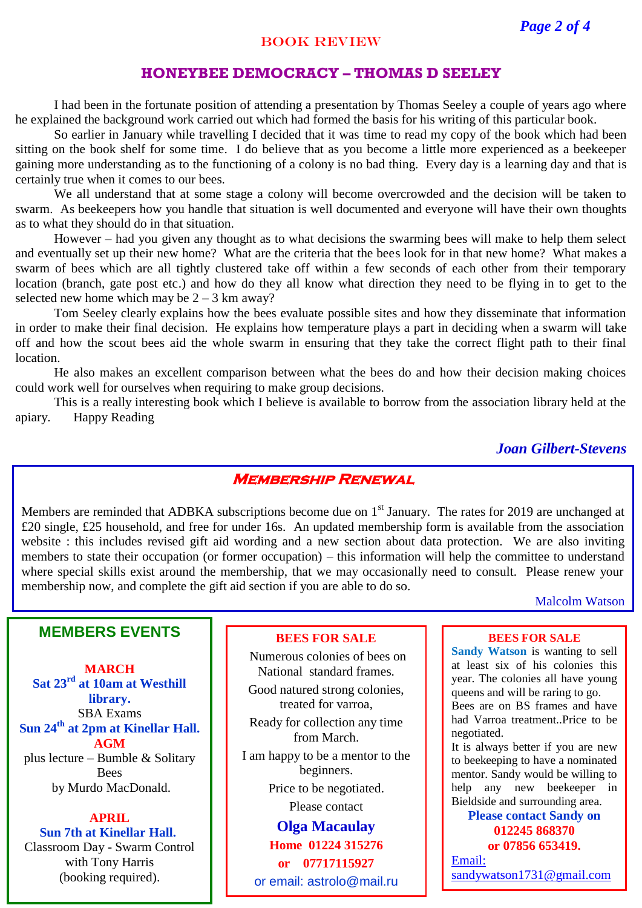BOOK REVIEW

## HONEYBEE DEMOCRACY – THOMAS D SEELEY

I had been in the fortunate position of attending a presentation by Thomas Seeley a couple of years ago where he explained the background work carried out which had formed the basis for his writing of this particular book.

So earlier in January while travelling I decided that it was time to read my copy of the book which had been sitting on the book shelf for some time. I do believe that as you become a little more experienced as a beekeeper gaining more understanding as to the functioning of a colony is no bad thing. Every day is a learning day and that is certainly true when it comes to our bees.

We all understand that at some stage a colony will become overcrowded and the decision will be taken to swarm. As beekeepers how you handle that situation is well documented and everyone will have their own thoughts as to what they should do in that situation.

However – had you given any thought as to what decisions the swarming bees will make to help them select and eventually set up their new home? What are the criteria that the bees look for in that new home? What makes a swarm of bees which are all tightly clustered take off within a few seconds of each other from their temporary location (branch, gate post etc.) and how do they all know what direction they need to be flying in to get to the selected new home which may be 2 – 3 km away?

Tom Seeley clearly explains how the bees evaluate possible sites and how they disseminate that information in order to make their final decision. He explains how temperature plays a part in deciding when a swarm will take off and how the scout bees aid the whole swarm in ensuring that they take the correct flight path to their final location.

He also makes an excellent comparison between what the bees do and how their decision making choices could work well for ourselves when requiring to make group decisions.

This is a really interesting book which I believe is available to borrow from the association library held at the apiary. Happy Reading

*Joan Gilbert-Stevens*

## MEMBERSHIP RENEWAL

Members are reminded that ADBKA subscriptions become due on 1st January. The rates for 2019 are unchanged at £20 single, £25 household, and free for under 16s. An updated membership form is available from the association website : this includes revised gift aid wording and a new section about data protection. We are also inviting members to state their occupation (or former occupation) – this information will help the committee to understand where special skills exist around the membership, that we may occasionally need to consult. Please renew your membership now, and complete the gift aid section if you are able to do so.

Malcolm Watson

## MEMBERS EVENTS

**MARCH**

**Sat 23rd at 10am at Westhill library.**
SBA Exams

**Sun 24th at 2pm at Kinellar Hall.**
**AGM**
plus lecture – Bumble & Solitary Bees
by Murdo MacDonald.

**APRIL**

**Sun 7th at Kinellar Hall.**
Classroom Day - Swarm Control with Tony Harris
(booking required).

## BEES FOR SALE

Numerous colonies of bees on National standard frames.

Good natured strong colonies, treated for varroa,

Ready for collection any time from March.

I am happy to be a mentor to the beginners.

Price to be negotiated.

Please contact

**Olga Macaulay**
**Home 01224 315276**
**or 07717115927**
or email: astrolo@mail.ru

## BEES FOR SALE

**Sandy Watson** is wanting to sell at least six of his colonies this year. The colonies all have young queens and will be raring to go.
Bees are on BS frames and have had Varroa treatment..Price to be negotiated.
It is always better if you are new to beekeeping to have a nominated mentor. Sandy would be willing to help any new beekeeper in Bieldside and surrounding area.

**Please contact Sandy on**
**012245 868370**
**or 07856 653419.**

Email:
sandywatson1731@gmail.com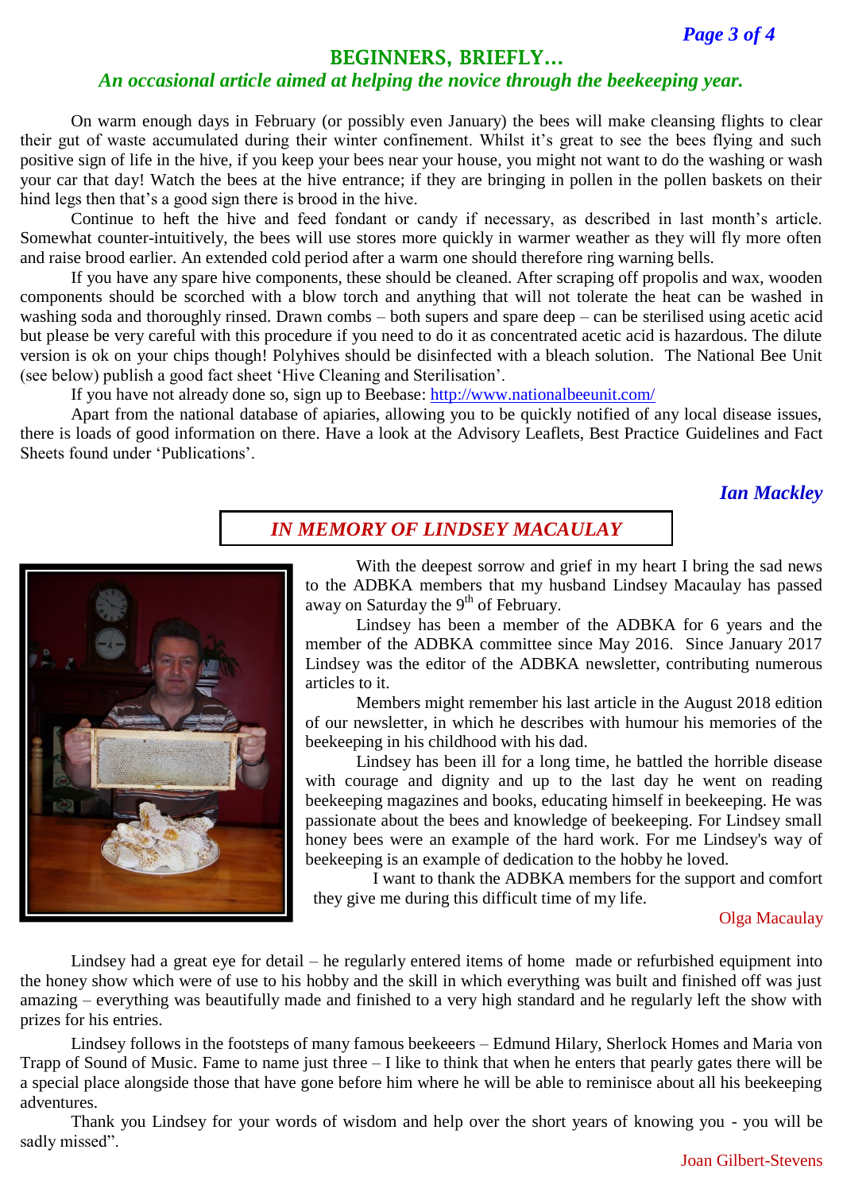## BEGINNERS, BRIEFLY…

*An occasional article aimed at helping the novice through the beekeeping year.*

On warm enough days in February (or possibly even January) the bees will make cleansing flights to clear their gut of waste accumulated during their winter confinement. Whilst it's great to see the bees flying and such positive sign of life in the hive, if you keep your bees near your house, you might not want to do the washing or wash your car that day! Watch the bees at the hive entrance; if they are bringing in pollen in the pollen baskets on their hind legs then that's a good sign there is brood in the hive.

Continue to heft the hive and feed fondant or candy if necessary, as described in last month's article. Somewhat counter-intuitively, the bees will use stores more quickly in warmer weather as they will fly more often and raise brood earlier. An extended cold period after a warm one should therefore ring warning bells.

If you have any spare hive components, these should be cleaned. After scraping off propolis and wax, wooden components should be scorched with a blow torch and anything that will not tolerate the heat can be washed in washing soda and thoroughly rinsed. Drawn combs – both supers and spare deep – can be sterilised using acetic acid but please be very careful with this procedure if you need to do it as concentrated acetic acid is hazardous. The dilute version is ok on your chips though! Polyhives should be disinfected with a bleach solution. The National Bee Unit (see below) publish a good fact sheet 'Hive Cleaning and Sterilisation'.

If you have not already done so, sign up to Beebase: http://www.nationalbeeunit.com/

Apart from the national database of apiaries, allowing you to be quickly notified of any local disease issues, there is loads of good information on there. Have a look at the Advisory Leaflets, Best Practice Guidelines and Fact Sheets found under 'Publications'.

***Ian Mackley***

## *IN MEMORY OF LINDSEY MACAULAY*

With the deepest sorrow and grief in my heart I bring the sad news to the ADBKA members that my husband Lindsey Macaulay has passed away on Saturday the 9th of February.

Lindsey has been a member of the ADBKA for 6 years and the member of the ADBKA committee since May 2016. Since January 2017 Lindsey was the editor of the ADBKA newsletter, contributing numerous articles to it.

Members might remember his last article in the August 2018 edition of our newsletter, in which he describes with humour his memories of the beekeeping in his childhood with his dad.

Lindsey has been ill for a long time, he battled the horrible disease with courage and dignity and up to the last day he went on reading beekeeping magazines and books, educating himself in beekeeping. He was passionate about the bees and knowledge of beekeeping. For Lindsey small honey bees were an example of the hard work. For me Lindsey's way of beekeeping is an example of dedication to the hobby he loved.

I want to thank the ADBKA members for the support and comfort they give me during this difficult time of my life.

Olga Macaulay

Lindsey had a great eye for detail – he regularly entered items of home made or refurbished equipment into the honey show which were of use to his hobby and the skill in which everything was built and finished off was just amazing – everything was beautifully made and finished to a very high standard and he regularly left the show with prizes for his entries.

Lindsey follows in the footsteps of many famous beekeeers – Edmund Hilary, Sherlock Homes and Maria von Trapp of Sound of Music. Fame to name just three – I like to think that when he enters that pearly gates there will be a special place alongside those that have gone before him where he will be able to reminisce about all his beekeeping adventures.

Thank you Lindsey for your words of wisdom and help over the short years of knowing you - you will be sadly missed".

Joan Gilbert-Stevens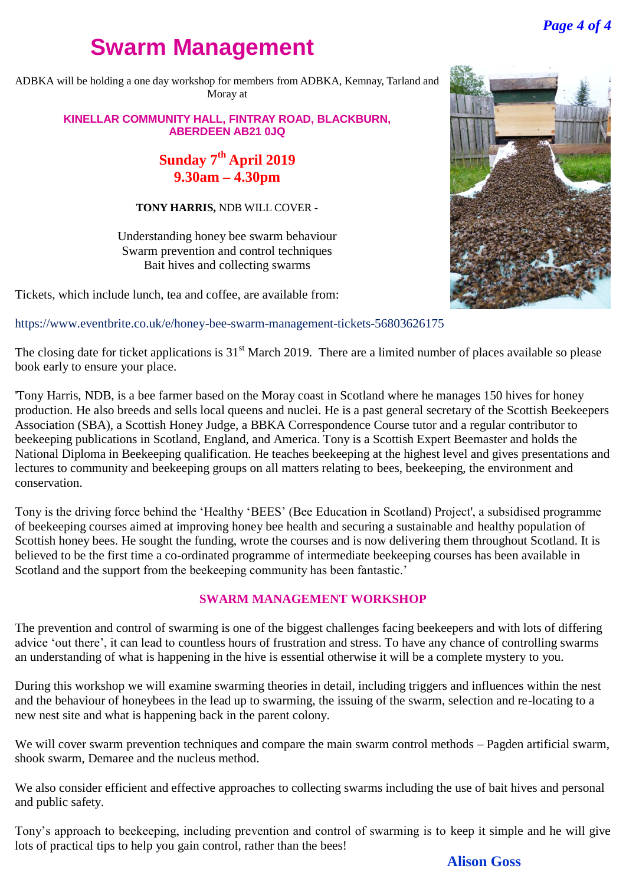# Swarm Management

ADBKA will be holding a one day workshop for members from ADBKA, Kemnay, Tarland and Moray at

**KINELLAR COMMUNITY HALL, FINTRAY ROAD, BLACKBURN, ABERDEEN AB21 0JQ**

**Sunday 7th April 2019**
**9.30am – 4.30pm**

**TONY HARRIS,** NDB WILL COVER -

Understanding honey bee swarm behaviour
Swarm prevention and control techniques
Bait hives and collecting swarms

Tickets, which include lunch, tea and coffee, are available from:

https://www.eventbrite.co.uk/e/honey-bee-swarm-management-tickets-56803626175

The closing date for ticket applications is 31st March 2019. There are a limited number of places available so please book early to ensure your place.

'Tony Harris, NDB, is a bee farmer based on the Moray coast in Scotland where he manages 150 hives for honey production. He also breeds and sells local queens and nuclei. He is a past general secretary of the Scottish Beekeepers Association (SBA), a Scottish Honey Judge, a BBKA Correspondence Course tutor and a regular contributor to beekeeping publications in Scotland, England, and America. Tony is a Scottish Expert Beemaster and holds the National Diploma in Beekeeping qualification. He teaches beekeeping at the highest level and gives presentations and lectures to community and beekeeping groups on all matters relating to bees, beekeeping, the environment and conservation.

Tony is the driving force behind the 'Healthy 'BEES' (Bee Education in Scotland) Project', a subsidised programme of beekeeping courses aimed at improving honey bee health and securing a sustainable and healthy population of Scottish honey bees. He sought the funding, wrote the courses and is now delivering them throughout Scotland. It is believed to be the first time a co-ordinated programme of intermediate beekeeping courses has been available in Scotland and the support from the beekeeping community has been fantastic.'

## SWARM MANAGEMENT WORKSHOP

The prevention and control of swarming is one of the biggest challenges facing beekeepers and with lots of differing advice 'out there', it can lead to countless hours of frustration and stress. To have any chance of controlling swarms an understanding of what is happening in the hive is essential otherwise it will be a complete mystery to you.

During this workshop we will examine swarming theories in detail, including triggers and influences within the nest and the behaviour of honeybees in the lead up to swarming, the issuing of the swarm, selection and re-locating to a new nest site and what is happening back in the parent colony.

We will cover swarm prevention techniques and compare the main swarm control methods – Pagden artificial swarm, shook swarm, Demaree and the nucleus method.

We also consider efficient and effective approaches to collecting swarms including the use of bait hives and personal and public safety.

Tony's approach to beekeeping, including prevention and control of swarming is to keep it simple and he will give lots of practical tips to help you gain control, rather than the bees!

**Alison Goss**